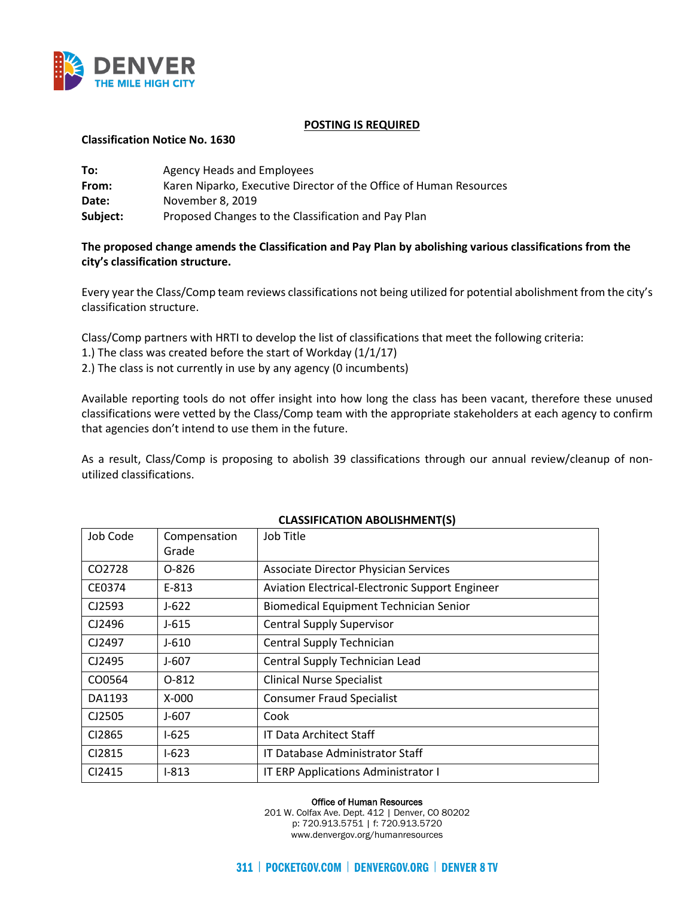**POSTING IS REQUIRED**

**Classification Notice No. 1630**

**To:** Agency Heads and Employees
**From:** Karen Niparko, Executive Director of the Office of Human Resources
**Date:** November 8, 2019
**Subject:** Proposed Changes to the Classification and Pay Plan

**The proposed change amends the Classification and Pay Plan by abolishing various classifications from the city's classification structure.**

Every year the Class/Comp team reviews classifications not being utilized for potential abolishment from the city's classification structure.

Class/Comp partners with HRTI to develop the list of classifications that meet the following criteria:
1.) The class was created before the start of Workday (1/1/17)
2.) The class is not currently in use by any agency (0 incumbents)

Available reporting tools do not offer insight into how long the class has been vacant, therefore these unused classifications were vetted by the Class/Comp team with the appropriate stakeholders at each agency to confirm that agencies don't intend to use them in the future.

As a result, Class/Comp is proposing to abolish 39 classifications through our annual review/cleanup of non-utilized classifications.

**CLASSIFICATION ABOLISHMENT(S)**

| Job Code | Compensation Grade | Job Title |
|---|---|---|
| CO2728 | O-826 | Associate Director Physician Services |
| CE0374 | E-813 | Aviation Electrical-Electronic Support Engineer |
| CJ2593 | J-622 | Biomedical Equipment Technician Senior |
| CJ2496 | J-615 | Central Supply Supervisor |
| CJ2497 | J-610 | Central Supply Technician |
| CJ2495 | J-607 | Central Supply Technician Lead |
| CO0564 | O-812 | Clinical Nurse Specialist |
| DA1193 | X-000 | Consumer Fraud Specialist |
| CJ2505 | J-607 | Cook |
| CI2865 | I-625 | IT Data Architect Staff |
| CI2815 | I-623 | IT Database Administrator Staff |
| CI2415 | I-813 | IT ERP Applications Administrator I |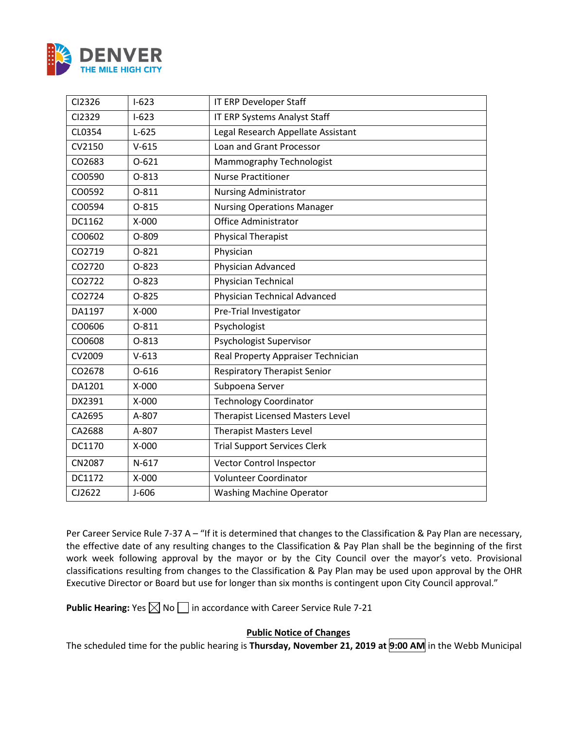| CI2326 | I-623 | IT ERP Developer Staff |
|---|---|---|
| CI2329 | I-623 | IT ERP Systems Analyst Staff |
| CL0354 | L-625 | Legal Research Appellate Assistant |
| CV2150 | V-615 | Loan and Grant Processor |
| CO2683 | O-621 | Mammography Technologist |
| CO0590 | O-813 | Nurse Practitioner |
| CO0592 | O-811 | Nursing Administrator |
| CO0594 | O-815 | Nursing Operations Manager |
| DC1162 | X-000 | Office Administrator |
| CO0602 | O-809 | Physical Therapist |
| CO2719 | O-821 | Physician |
| CO2720 | O-823 | Physician Advanced |
| CO2722 | O-823 | Physician Technical |
| CO2724 | O-825 | Physician Technical Advanced |
| DA1197 | X-000 | Pre-Trial Investigator |
| CO0606 | O-811 | Psychologist |
| CO0608 | O-813 | Psychologist Supervisor |
| CV2009 | V-613 | Real Property Appraiser Technician |
| CO2678 | O-616 | Respiratory Therapist Senior |
| DA1201 | X-000 | Subpoena Server |
| DX2391 | X-000 | Technology Coordinator |
| CA2695 | A-807 | Therapist Licensed Masters Level |
| CA2688 | A-807 | Therapist Masters Level |
| DC1170 | X-000 | Trial Support Services Clerk |
| CN2087 | N-617 | Vector Control Inspector |
| DC1172 | X-000 | Volunteer Coordinator |
| CJ2622 | J-606 | Washing Machine Operator |

Per Career Service Rule 7-37 A – "If it is determined that changes to the Classification & Pay Plan are necessary, the effective date of any resulting changes to the Classification & Pay Plan shall be the beginning of the first work week following approval by the mayor or by the City Council over the mayor's veto. Provisional classifications resulting from changes to the Classification & Pay Plan may be used upon approval by the OHR Executive Director or Board but use for longer than six months is contingent upon City Council approval."

**Public Hearing:** Yes ☒ No ☐ in accordance with Career Service Rule 7-21

**Public Notice of Changes**

The scheduled time for the public hearing is **Thursday, November 21, 2019 at 9:00 AM** in the Webb Municipal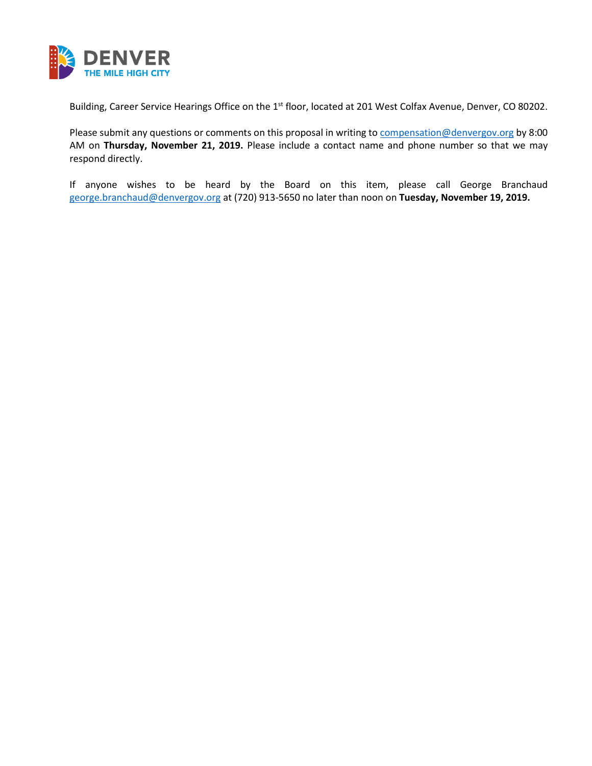Building, Career Service Hearings Office on the 1st floor, located at 201 West Colfax Avenue, Denver, CO 80202.

Please submit any questions or comments on this proposal in writing to compensation@denvergov.org by 8:00 AM on **Thursday, November 21, 2019.** Please include a contact name and phone number so that we may respond directly.

If anyone wishes to be heard by the Board on this item, please call George Branchaud george.branchaud@denvergov.org at (720) 913-5650 no later than noon on **Tuesday, November 19, 2019.**